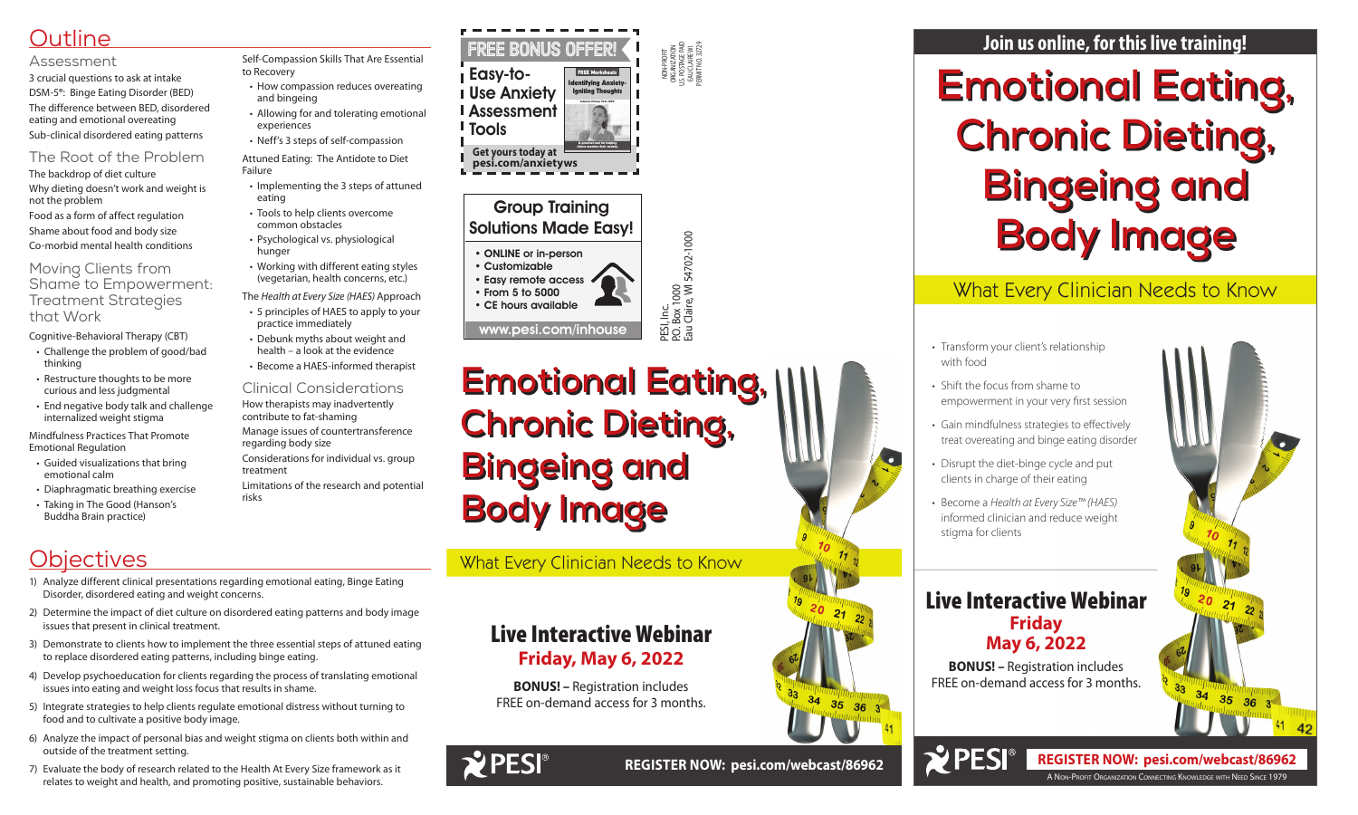# Outline

## Assessment

3 crucial questions to ask at intake

DSM-5®: Binge Eating Disorder (BED)

The difference between BED, disordered eating and emotional overeating

Sub-clinical disordered eating patterns

## The Root of the Problem

The backdrop of diet culture

Why dieting doesn't work and weight is not the problem

Food as a form of affect regulation

Shame about food and body size

Co-morbid mental health conditions

## Moving Clients from Shame to Empowerment: Treatment Strategies that Work

Cognitive-Behavioral Therapy (CBT)

- Challenge the problem of good/bad thinking
- Restructure thoughts to be more curious and less judgmental
- End negative body talk and challenge internalized weight stigma

Mindfulness Practices That Promote Emotional Regulation

- Guided visualizations that bring emotional calm
- Diaphragmatic breathing exercise
- Taking in The Good (Hanson's Buddha Brain practice)

Self-Compassion Skills That Are Essential to Recovery

- How compassion reduces overeating and bingeing
- Allowing for and tolerating emotional experiences
- Neff's 3 steps of self-compassion

Attuned Eating: The Antidote to Diet Failure

- Implementing the 3 steps of attuned eating
- Tools to help clients overcome common obstacles
- Psychological vs. physiological hunger
- Working with different eating styles (vegetarian, health concerns, etc.)

The *Health at Every Size (HAES)* Approach

- 5 principles of HAES to apply to your practice immediately
- Debunk myths about weight and health – a look at the evidence
- Become a HAES-informed therapist

## Clinical Considerations

How therapists may inadvertently contribute to fat-shaming

Manage issues of countertransference regarding body size

Considerations for individual vs. group treatment

Limitations of the research and potential risks

# Objectives

1) Analyze different clinical presentations regarding emotional eating, Binge Eating Disorder, disordered eating and weight concerns.
2) Determine the impact of diet culture on disordered eating patterns and body image issues that present in clinical treatment.
3) Demonstrate to clients how to implement the three essential steps of attuned eating to replace disordered eating patterns, including binge eating.
4) Develop psychoeducation for clients regarding the process of translating emotional issues into eating and weight loss focus that results in shame.
5) Integrate strategies to help clients regulate emotional distress without turning to food and to cultivate a positive body image.
6) Analyze the impact of personal bias and weight stigma on clients both within and outside of the treatment setting.
7) Evaluate the body of research related to the Health At Every Size framework as it relates to weight and health, and promoting positive, sustainable behaviors.

**FREE BONUS OFFER!**

**Easy-to-Use Anxiety Assessment Tools**

FREE Worksheets: Identifying Anxiety-Igniting Thoughts

**Get yours today at pesi.com/anxietyws**

NON-PROFIT ORGANIZATION U.S. POSTAGE PAID EAU CLAIRE WI PERMIT NO. 32729

**Group Training Solutions Made Easy!**

- **ONLINE or in-person**
- **Customizable**
- **Easy remote access**
- **From 5 to 5000**
- **CE hours available**

**www.pesi.com/inhouse**

PESI, Inc.
P.O. Box 1000
Eau Claire, WI 54702-1000

# Emotional Eating, Chronic Dieting, Bingeing and Body Image

What Every Clinician Needs to Know

## Live Interactive Webinar

**Friday, May 6, 2022**

**BONUS! –** Registration includes FREE on-demand access for 3 months.

PESI®

**REGISTER NOW: pesi.com/webcast/86962**

**Join us online, for this live training!**

# Emotional Eating, Chronic Dieting, Bingeing and Body Image

What Every Clinician Needs to Know

- Transform your client's relationship with food
- Shift the focus from shame to empowerment in your very first session
- Gain mindfulness strategies to effectively treat overeating and binge eating disorder
- Disrupt the diet-binge cycle and put clients in charge of their eating
- Become a *Health at Every Size™ (HAES)* informed clinician and reduce weight stigma for clients

## Live Interactive Webinar

**Friday**
**May 6, 2022**

**BONUS! –** Registration includes FREE on-demand access for 3 months.

PESI®

**REGISTER NOW: pesi.com/webcast/86962**

A Non-Profit Organization Connecting Knowledge with Need Since 1979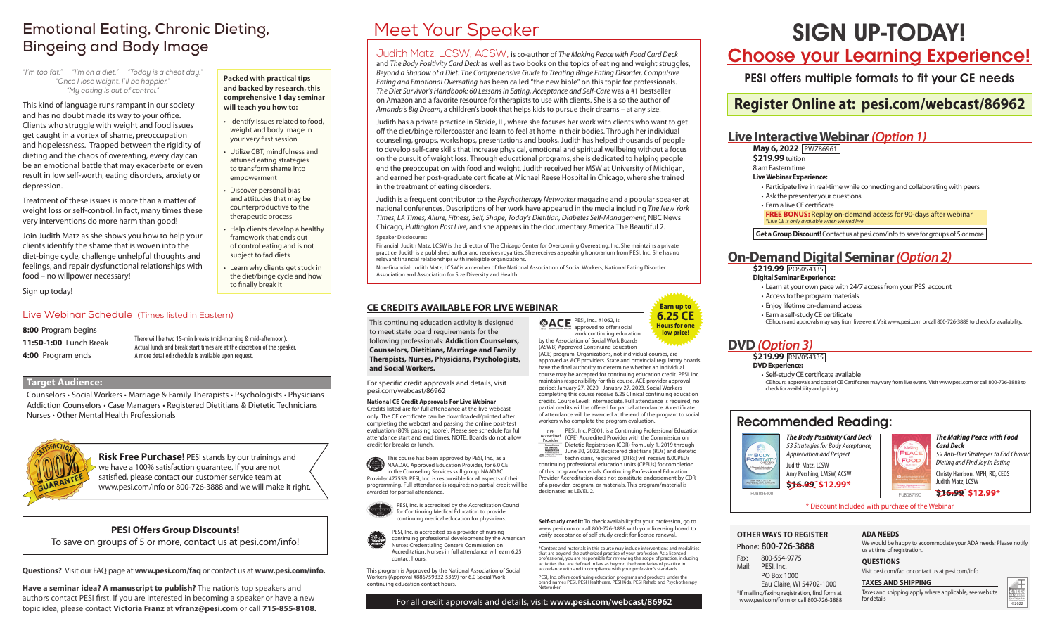# Emotional Eating, Chronic Dieting, Bingeing and Body Image

*"I'm too fat." "I'm on a diet." "Today is a cheat day." "Once I lose weight, I'll be happier." "My eating is out of control."*

This kind of language runs rampant in our society and has no doubt made its way to your office. Clients who struggle with weight and food issues get caught in a vortex of shame, preoccupation and hopelessness. Trapped between the rigidity of dieting and the chaos of overeating, every day can be an emotional battle that may exacerbate or even result in low self-worth, eating disorders, anxiety or depression.

Treatment of these issues is more than a matter of weight loss or self-control. In fact, many times these very interventions do more harm than good!

Join Judith Matz as she shows you how to help your clients identify the shame that is woven into the diet-binge cycle, challenge unhelpful thoughts and feelings, and repair dysfunctional relationships with food – no willpower necessary!

Sign up today!

**Packed with practical tips and backed by research, this comprehensive 1 day seminar will teach you how to:**

- Identify issues related to food, weight and body image in your very first session
- Utilize CBT, mindfulness and attuned eating strategies to transform shame into empowerment
- Discover personal bias and attitudes that may be counterproductive to the therapeutic process
- Help clients develop a healthy framework that ends out of control eating and is not subject to fad diets
- Learn why clients get stuck in the diet/binge cycle and how to finally break it

## Live Webinar Schedule (Times listed in Eastern)

**8:00** Program begins
**11:50-1:00** Lunch Break
**4:00** Program ends

There will be two 15-min breaks (mid-morning & mid-afternoon). Actual lunch and break start times are at the discretion of the speaker. A more detailed schedule is available upon request.

## Target Audience:

Counselors • Social Workers • Marriage & Family Therapists • Psychologists • Physicians Addiction Counselors • Case Managers • Registered Dietitians & Dietetic Technicians Nurses • Other Mental Health Professionals

**Risk Free Purchase!** PESI stands by our trainings and we have a 100% satisfaction guarantee. If you are not satisfied, please contact our customer service team at www.pesi.com/info or 800-726-3888 and we will make it right.

**PESI Offers Group Discounts!**
To save on groups of 5 or more, contact us at pesi.com/info!

**Questions?** Visit our FAQ page at **www.pesi.com/faq** or contact us at **www.pesi.com/info.**

**Have a seminar idea? A manuscript to publish?** The nation's top speakers and authors contact PESI first. If you are interested in becoming a speaker or have a new topic idea, please contact **Victoria Franz** at **vfranz@pesi.com** or call **715-855-8108.**

# Meet Your Speaker

Judith Matz, LCSW, ACSW, is co-author of *The Making Peace with Food Card Deck* and *The Body Positivity Card Deck* as well as two books on the topics of eating and weight struggles, *Beyond a Shadow of a Diet: The Comprehensive Guide to Treating Binge Eating Disorder, Compulsive Eating and Emotional Overeating* has been called "the new bible" on this topic for professionals. *The Diet Survivor's Handbook: 60 Lessons in Eating, Acceptance and Self-Care* was a #1 bestseller on Amazon and a favorite resource for therapists to use with clients. She is also the author of *Amanda's Big Dream*, a children's book that helps kids to pursue their dreams – at any size!

Judith has a private practice in Skokie, IL, where she focuses her work with clients who want to get off the diet/binge rollercoaster and learn to feel at home in their bodies. Through her individual counseling, groups, workshops, presentations and books, Judith has helped thousands of people to develop self-care skills that increase physical, emotional and spiritual wellbeing without a focus on the pursuit of weight loss. Through educational programs, she is dedicated to helping people end the preoccupation with food and weight. Judith received her MSW at University of Michigan, and earned her post-graduate certificate at Michael Reese Hospital in Chicago, where she trained in the treatment of eating disorders.

Judith is a frequent contributor to the *Psychotherapy Networker* magazine and a popular speaker at national conferences. Descriptions of her work have appeared in the media including *The New York Times*, *LA Times*, *Allure*, *Fitness*, *Self*, *Shape*, *Today's Dietitian*, *Diabetes Self-Management*, NBC News Chicago, *Huffington Post Live*, and she appears in the documentary America The Beautiful 2.

Speaker Disclosures:

Financial: Judith Matz, LCSW is the director of The Chicago Center for Overcoming Overeating, Inc. She maintains a private practice. Judith is a published author and receives royalties. She receives a speaking honorarium from PESI, Inc. She has no relevant financial relationships with ineligible organizations.

Non-financial: Judith Matz, LCSW is a member of the National Association of Social Workers, National Eating Disorder Association and Association for Size Diversity and Health.

## CE CREDITS AVAILABLE FOR LIVE WEBINAR

**Earn up to 6.25 CE Hours for one low price!**

This continuing education activity is designed to meet state board requirements for the following professionals: **Addiction Counselors, Counselors, Dietitians, Marriage and Family Therapists, Nurses, Physicians, Psychologists, and Social Workers.**

For specific credit approvals and details, visit pesi.com/webcast/86962

**National CE Credit Approvals For Live Webinar**
Credits listed are for full attendance at the live webcast only. The CE certificate can be downloaded/printed after completing the webcast and passing the online post-test evaluation (80% passing score). Please see schedule for full attendance start and end times. NOTE: Boards do not allow credit for breaks or lunch.

This course has been approved by PESI, Inc., as a NAADAC Approved Education Provider, for 6.0 CE in the Counseling Services skill group. NAADAC Provider #77553. PESI, Inc. is responsible for all aspects of their programming. Full attendance is required; no partial credit will be awarded for partial attendance.

PESI, Inc. is accredited by the Accreditation Council for Continuing Medical Education to provide continuing medical education for physicians.

PESI, Inc. is accredited as a provider of nursing continuing professional development by the American Nurses Credentialing Center's Commission on Accreditation. Nurses in full attendance will earn 6.25 contact hours.

This program is Approved by the National Association of Social Workers (Approval #886759332-5369) for 6.0 Social Work continuing education contact hours.

PESI, Inc., #1062, is approved to offer social work continuing education by the Association of Social Work Boards (ASWB) Approved Continuing Education (ACE) program. Organizations, not individual courses, are approved as ACE providers. State and provincial regulatory boards have the final authority to determine whether an individual course may be accepted for continuing education credit. PESI, Inc. maintains responsibility for this course. ACE provider approval period: January 27, 2020 - January 27, 2023. Social Workers completing this course receive 6.25 Clinical continuing education credits. Course Level: Intermediate. Full attendance is required; no partial credits will be offered for partial attendance. A certificate of attendance will be awarded at the end of the program to social workers who complete the program evaluation.

PESI, Inc. PE001, is a Continuing Professional Education (CPE) Accredited Provider with the Commission on Dietetic Registration (CDR) from July 1, 2019 through June 30, 2022. Registered dietitians (RDs) and dietetic technicians, registered (DTRs) will receive 6.0CPEUs continuing professional education units (CPEUs) for completion of this program/materials. Continuing Professional Education Provider Accreditation does not constitute endorsement by CDR of a provider, program, or materials. This program/material is designated as LEVEL 2.

**Self-study credit:** To check availability for your profession, go to www.pesi.com or call 800-726-3888 with your licensing board to verify acceptance of self-study credit for license renewal.

*Content and materials in this course may include interventions and modalities that are beyond the authorized practice of your profession. As a licensed professional, you are responsible for reviewing the scope of practice, including activities that are defined in law as beyond the boundaries of practice in accordance with and in compliance with your profession's standards.

PESI, Inc. offers continuing education programs and products under the brand names PESI, PESI Healthcare, PESI Kids, PESI Rehab and Psychotherapy Networker.

For all credit approvals and details, visit: **www.pesi.com/webcast/86962**

# SIGN UP-TODAY!

## Choose your Learning Experience!

**PESI offers multiple formats to fit your CE needs**

**Register Online at: pesi.com/webcast/86962**

## Live Interactive Webinar *(Option 1)*

**May 6, 2022** PWZ86961
**$219.99** tuition
8 am Eastern time

**Live Webinar Experience:**

- Participate live in real-time while connecting and collaborating with peers
- Ask the presenter your questions
- Earn a live CE certificate

**FREE BONUS:** Replay on-demand access for 90-days after webinar
*Live CE is only available when viewed live*

**Get a Group Discount!** Contact us at pesi.com/info to save for groups of 5 or more

## On-Demand Digital Seminar *(Option 2)*

**$219.99** POS054335

**Digital Seminar Experience:**

- Learn at your own pace with 24/7 access from your PESI account
- Access to the program materials
- Enjoy lifetime on-demand access
- Earn a self-study CE certificate
  CE hours and approvals may vary from live event. Visit www.pesi.com or call 800-726-3888 to check for availability.

## DVD *(Option 3)*

**$219.99** RNV054335

**DVD Experience:**

- Self-study CE certificate available
  CE hours, approvals and cost of CE Certificates may vary from live event. Visit www.pesi.com or call 800-726-3888 to check for availability and pricing

## Recommended Reading:

***The Body Positivity Card Deck***
*53 Strategies for Body Acceptance, Appreciation and Respect*
Judith Matz, LCSW
Amy Pershing, LMSW, ACSW
~~$16.99~~ **$12.99***
PUB086400

***The Making Peace with Food Card Deck***
*59 Anti-Diet Strategies to End Chronic Dieting and Find Joy in Eating*
Christy Harrison, MPH, RD, CEDS
Judith Matz, LCSW
~~$16.99~~ **$12.99***
PUB087190

\* Discount Included with purchase of the Webinar

**OTHER WAYS TO REGISTER**

**Phone: 800-726-3888**
Fax: 800-554-9775
Mail: PESI, Inc.
PO Box 1000
Eau Claire, WI 54702-1000

*If mailing/faxing registration, find form at www.pesi.com/form or call 800-726-3888

**ADA NEEDS**
We would be happy to accommodate your ADA needs; Please notify us at time of registration.

**QUESTIONS**
Visit pesi.com/faq or contact us at pesi.com/info

**TAXES AND SHIPPING**
Taxes and shipping apply where applicable, see website for details